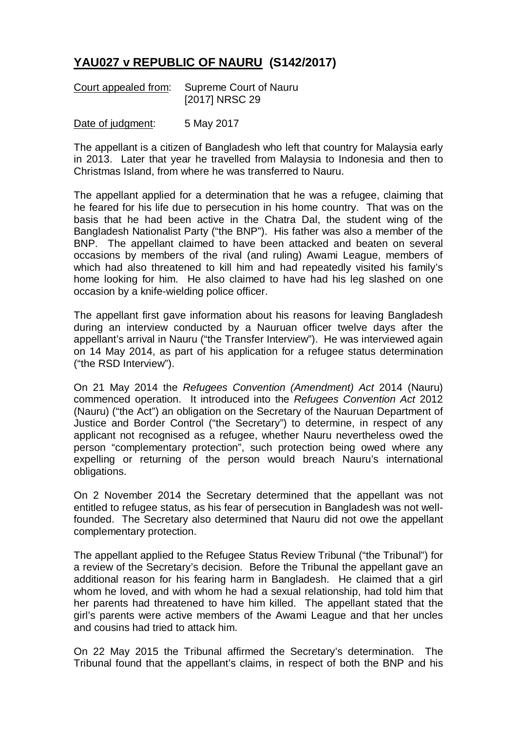# **YAU027 v REPUBLIC OF NAURU (S142/2017)**

Court appealed from: Supreme Court of Nauru
[2017] NRSC 29

Date of judgment: 5 May 2017

The appellant is a citizen of Bangladesh who left that country for Malaysia early in 2013. Later that year he travelled from Malaysia to Indonesia and then to Christmas Island, from where he was transferred to Nauru.

The appellant applied for a determination that he was a refugee, claiming that he feared for his life due to persecution in his home country. That was on the basis that he had been active in the Chatra Dal, the student wing of the Bangladesh Nationalist Party ("the BNP"). His father was also a member of the BNP. The appellant claimed to have been attacked and beaten on several occasions by members of the rival (and ruling) Awami League, members of which had also threatened to kill him and had repeatedly visited his family's home looking for him. He also claimed to have had his leg slashed on one occasion by a knife-wielding police officer.

The appellant first gave information about his reasons for leaving Bangladesh during an interview conducted by a Nauruan officer twelve days after the appellant's arrival in Nauru ("the Transfer Interview"). He was interviewed again on 14 May 2014, as part of his application for a refugee status determination ("the RSD Interview").

On 21 May 2014 the *Refugees Convention (Amendment) Act* 2014 (Nauru) commenced operation. It introduced into the *Refugees Convention Act* 2012 (Nauru) ("the Act") an obligation on the Secretary of the Nauruan Department of Justice and Border Control ("the Secretary") to determine, in respect of any applicant not recognised as a refugee, whether Nauru nevertheless owed the person "complementary protection", such protection being owed where any expelling or returning of the person would breach Nauru's international obligations.

On 2 November 2014 the Secretary determined that the appellant was not entitled to refugee status, as his fear of persecution in Bangladesh was not well-founded. The Secretary also determined that Nauru did not owe the appellant complementary protection.

The appellant applied to the Refugee Status Review Tribunal ("the Tribunal") for a review of the Secretary's decision. Before the Tribunal the appellant gave an additional reason for his fearing harm in Bangladesh. He claimed that a girl whom he loved, and with whom he had a sexual relationship, had told him that her parents had threatened to have him killed. The appellant stated that the girl's parents were active members of the Awami League and that her uncles and cousins had tried to attack him.

On 22 May 2015 the Tribunal affirmed the Secretary's determination. The Tribunal found that the appellant's claims, in respect of both the BNP and his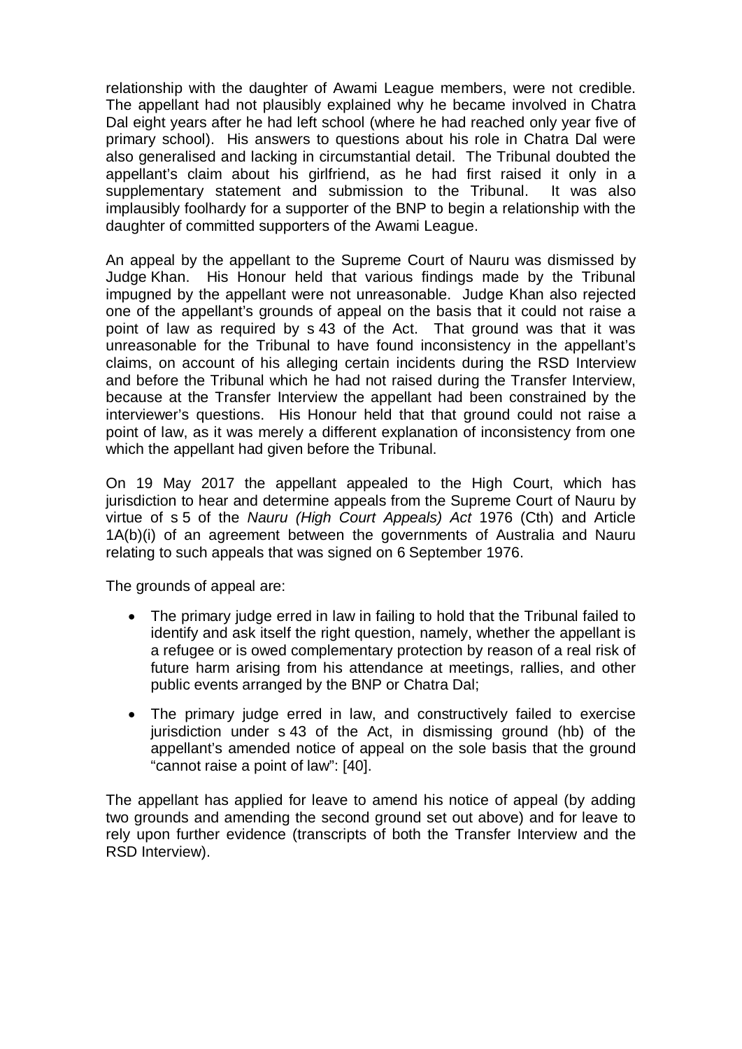relationship with the daughter of Awami League members, were not credible. The appellant had not plausibly explained why he became involved in Chatra Dal eight years after he had left school (where he had reached only year five of primary school). His answers to questions about his role in Chatra Dal were also generalised and lacking in circumstantial detail. The Tribunal doubted the appellant's claim about his girlfriend, as he had first raised it only in a supplementary statement and submission to the Tribunal. It was also implausibly foolhardy for a supporter of the BNP to begin a relationship with the daughter of committed supporters of the Awami League.

An appeal by the appellant to the Supreme Court of Nauru was dismissed by Judge Khan. His Honour held that various findings made by the Tribunal impugned by the appellant were not unreasonable. Judge Khan also rejected one of the appellant's grounds of appeal on the basis that it could not raise a point of law as required by s 43 of the Act. That ground was that it was unreasonable for the Tribunal to have found inconsistency in the appellant's claims, on account of his alleging certain incidents during the RSD Interview and before the Tribunal which he had not raised during the Transfer Interview, because at the Transfer Interview the appellant had been constrained by the interviewer's questions. His Honour held that that ground could not raise a point of law, as it was merely a different explanation of inconsistency from one which the appellant had given before the Tribunal.

On 19 May 2017 the appellant appealed to the High Court, which has jurisdiction to hear and determine appeals from the Supreme Court of Nauru by virtue of s 5 of the *Nauru (High Court Appeals) Act* 1976 (Cth) and Article 1A(b)(i) of an agreement between the governments of Australia and Nauru relating to such appeals that was signed on 6 September 1976.

The grounds of appeal are:

- The primary judge erred in law in failing to hold that the Tribunal failed to identify and ask itself the right question, namely, whether the appellant is a refugee or is owed complementary protection by reason of a real risk of future harm arising from his attendance at meetings, rallies, and other public events arranged by the BNP or Chatra Dal;

- The primary judge erred in law, and constructively failed to exercise jurisdiction under s 43 of the Act, in dismissing ground (hb) of the appellant's amended notice of appeal on the sole basis that the ground "cannot raise a point of law": [40].

The appellant has applied for leave to amend his notice of appeal (by adding two grounds and amending the second ground set out above) and for leave to rely upon further evidence (transcripts of both the Transfer Interview and the RSD Interview).